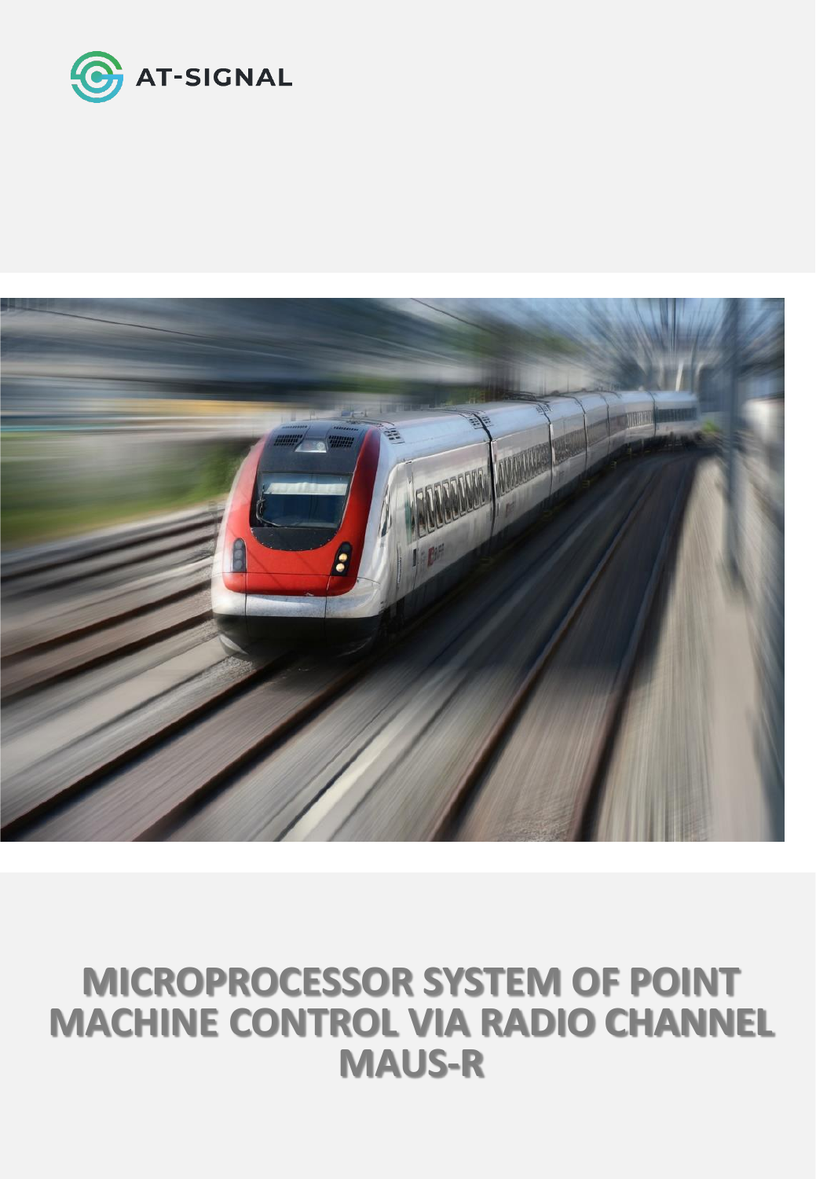AT-SIGNAL

# MICROPROCESSOR SYSTEM OF POINT MACHINE CONTROL VIA RADIO CHANNEL MAUS-R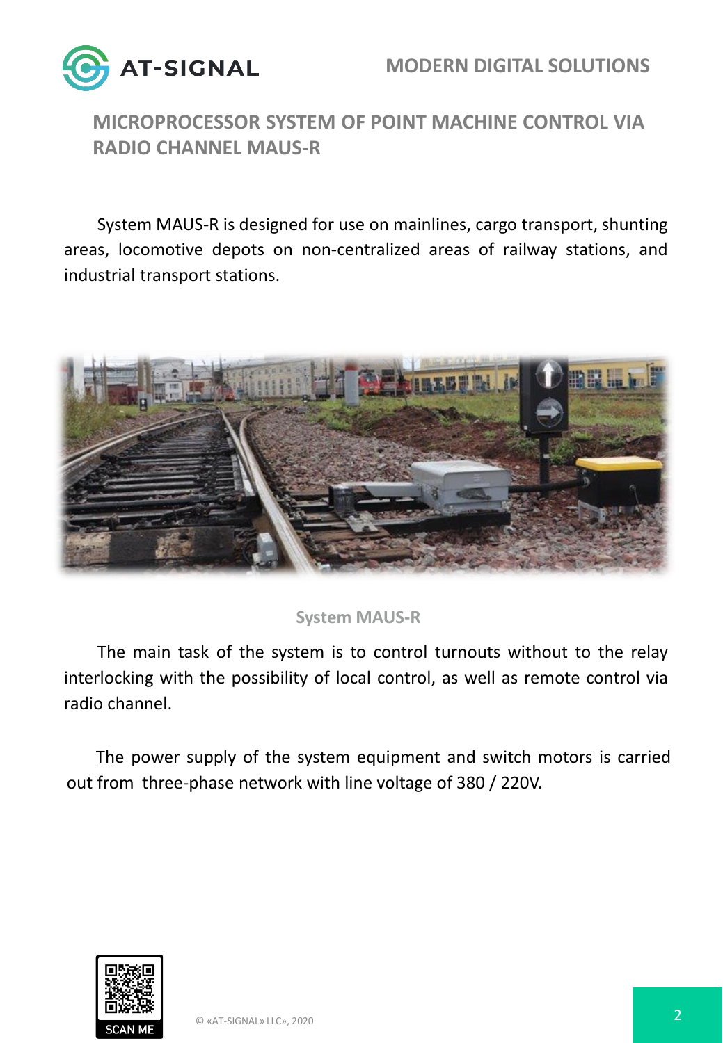## MICROPROCESSOR SYSTEM OF POINT MACHINE CONTROL VIA RADIO CHANNEL MAUS-R

System MAUS-R is designed for use on mainlines, cargo transport, shunting areas, locomotive depots on non-centralized areas of railway stations, and industrial transport stations.

System MAUS-R

The main task of the system is to control turnouts without to the relay interlocking with the possibility of local control, as well as remote control via radio channel.

The power supply of the system equipment and switch motors is carried out from three-phase network with line voltage of 380 / 220V.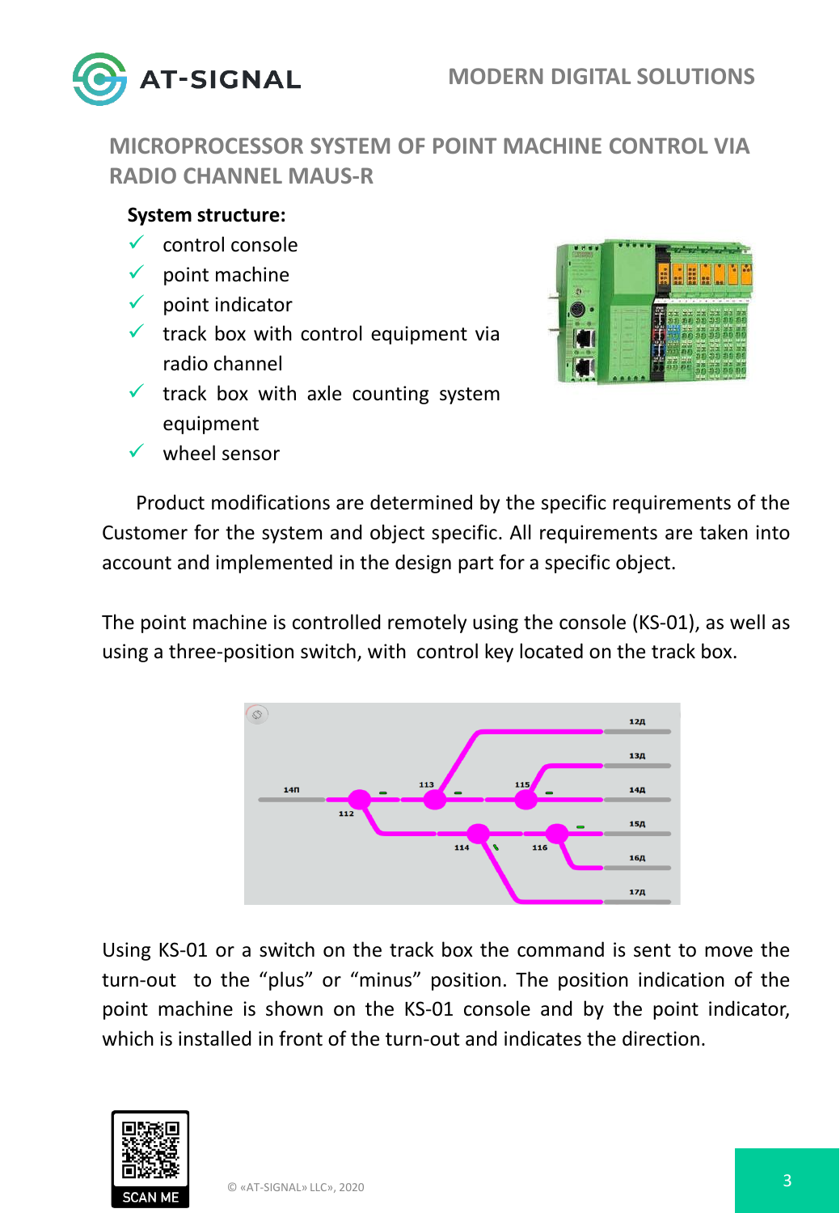## MICROPROCESSOR SYSTEM OF POINT MACHINE CONTROL VIA RADIO CHANNEL MAUS-R

**System structure:**

- ✓ control console
- ✓ point machine
- ✓ point indicator
- ✓ track box with control equipment via radio channel
- ✓ track box with axle counting system equipment
- ✓ wheel sensor

Product modifications are determined by the specific requirements of the Customer for the system and object specific. All requirements are taken into account and implemented in the design part for a specific object.

The point machine is controlled remotely using the console (KS-01), as well as using a three-position switch, with control key located on the track box.

Using KS-01 or a switch on the track box the command is sent to move the turn-out to the “plus” or “minus” position. The position indication of the point machine is shown on the KS-01 console and by the point indicator, which is installed in front of the turn-out and indicates the direction.

© «AT-SIGNAL» LLC», 2020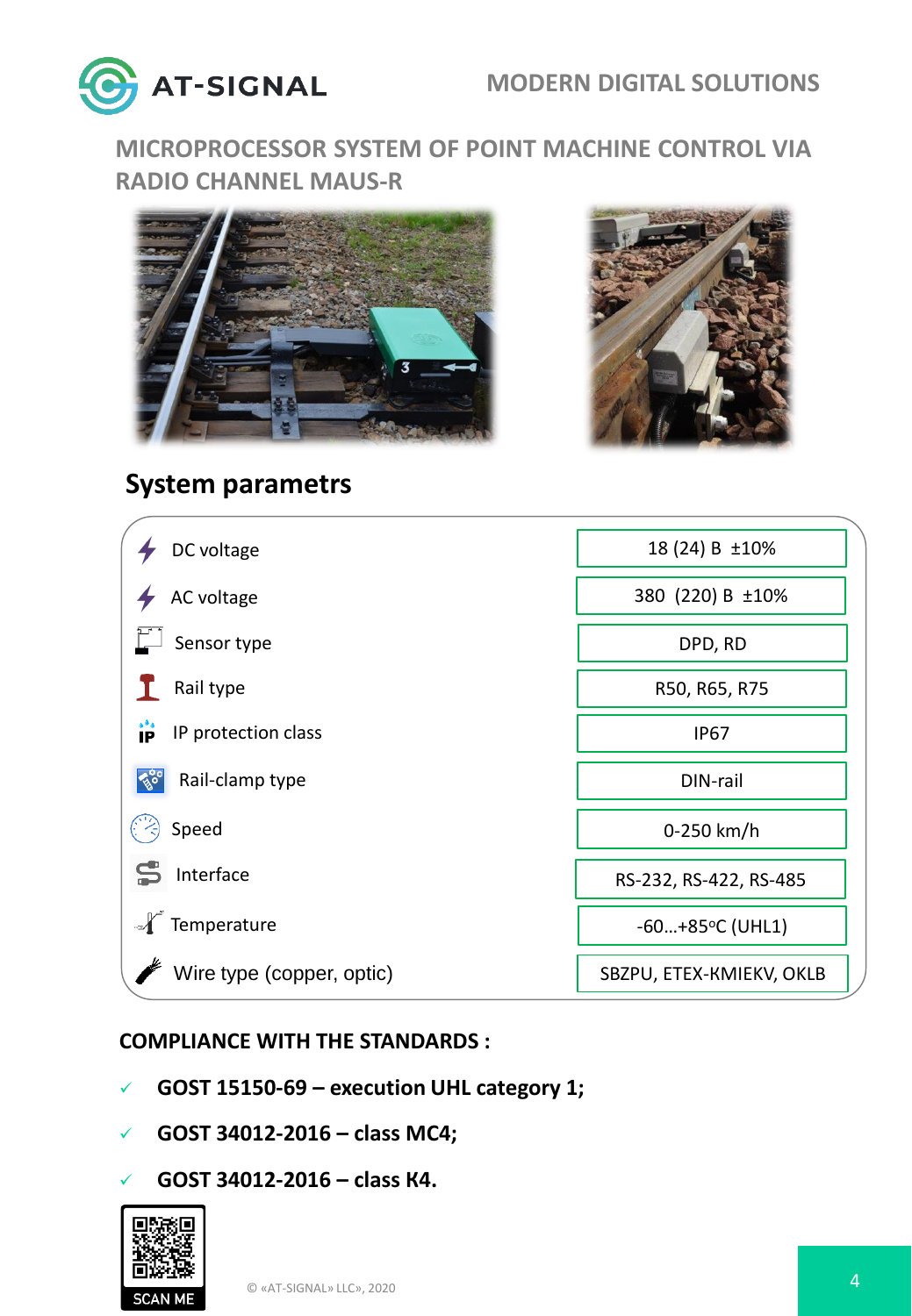# MICROPROCESSOR SYSTEM OF POINT MACHINE CONTROL VIA RADIO CHANNEL MAUS-R

## System parametrs

| | |
|---|---|
| DC voltage | 18 (24) В ±10% |
| AC voltage | 380 (220) В ±10% |
| Sensor type | DPD, RD |
| Rail type | R50, R65, R75 |
| IP protection class | IP67 |
| Rail-clamp type | DIN-rail |
| Speed | 0-250 km/h |
| Interface | RS-232, RS-422, RS-485 |
| Temperature | -60…+85°C (UHL1) |
| Wire type (copper, optic) | SBZPU, ETEX-KMIEKV, OKLB |

**COMPLIANCE WITH THE STANDARDS :**

- **GOST 15150-69 – execution UHL category 1;**
- **GOST 34012-2016 – class MC4;**
- **GOST 34012-2016 – class K4.**

SCAN ME

© «AT-SIGNAL» LLC», 2020